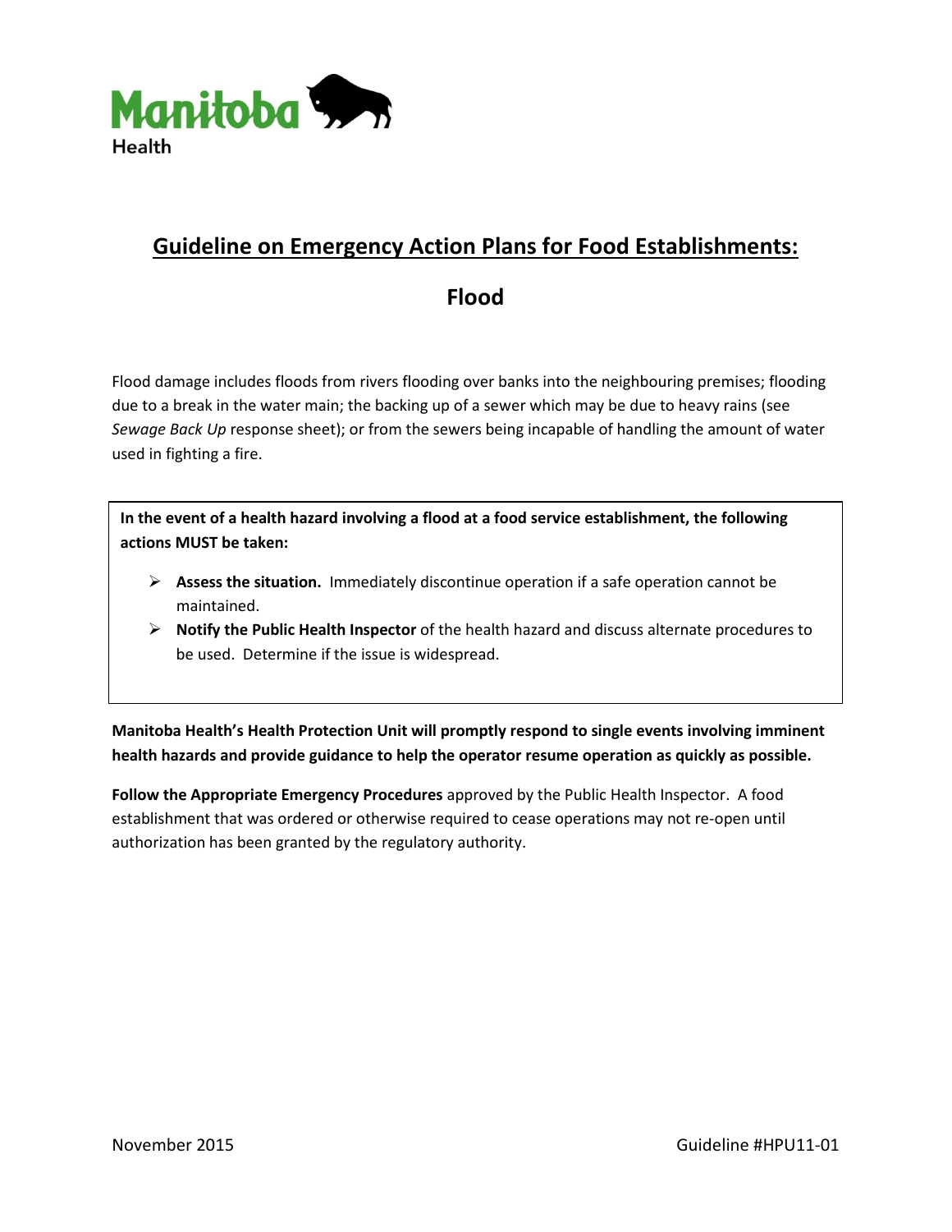Manitoba Health

# Guideline on Emergency Action Plans for Food Establishments:

## Flood

Flood damage includes floods from rivers flooding over banks into the neighbouring premises; flooding due to a break in the water main; the backing up of a sewer which may be due to heavy rains (see *Sewage Back Up* response sheet); or from the sewers being incapable of handling the amount of water used in fighting a fire.

**In the event of a health hazard involving a flood at a food service establishment, the following actions MUST be taken:**

- **Assess the situation.** Immediately discontinue operation if a safe operation cannot be maintained.
- **Notify the Public Health Inspector** of the health hazard and discuss alternate procedures to be used. Determine if the issue is widespread.

**Manitoba Health's Health Protection Unit will promptly respond to single events involving imminent health hazards and provide guidance to help the operator resume operation as quickly as possible.**

**Follow the Appropriate Emergency Procedures** approved by the Public Health Inspector. A food establishment that was ordered or otherwise required to cease operations may not re-open until authorization has been granted by the regulatory authority.

November 2015 Guideline #HPU11-01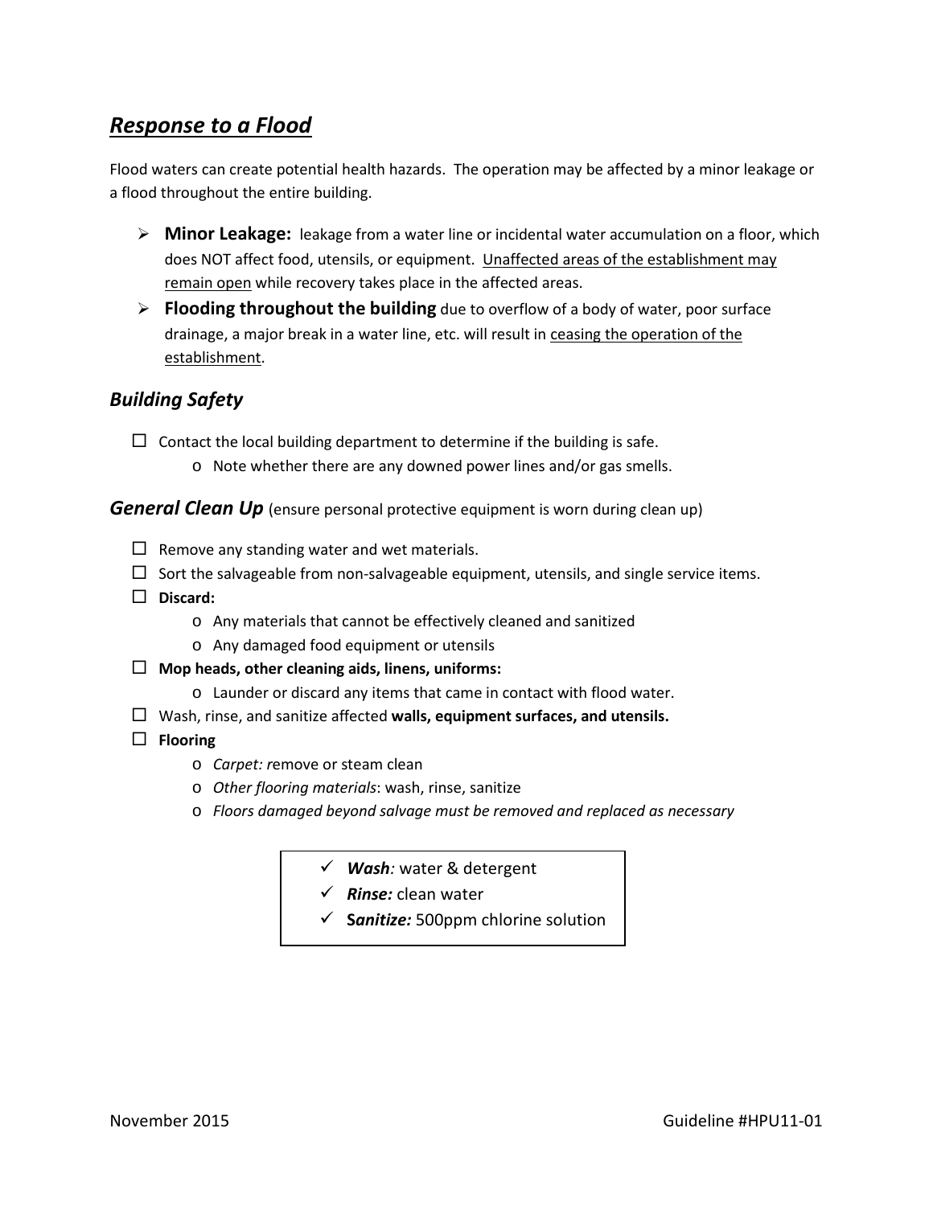## *Response to a Flood*

Flood waters can create potential health hazards. The operation may be affected by a minor leakage or a flood throughout the entire building.

- **Minor Leakage:** leakage from a water line or incidental water accumulation on a floor, which does NOT affect food, utensils, or equipment. <u>Unaffected areas of the establishment may remain open</u> while recovery takes place in the affected areas.
- **Flooding throughout the building** due to overflow of a body of water, poor surface drainage, a major break in a water line, etc. will result in <u>ceasing the operation of the establishment</u>.

### *Building Safety*

- ☐ Contact the local building department to determine if the building is safe.
  - Note whether there are any downed power lines and/or gas smells.

### *General Clean Up* (ensure personal protective equipment is worn during clean up)

- ☐ Remove any standing water and wet materials.
- ☐ Sort the salvageable from non-salvageable equipment, utensils, and single service items.
- ☐ **Discard:**
  - Any materials that cannot be effectively cleaned and sanitized
  - Any damaged food equipment or utensils
- ☐ **Mop heads, other cleaning aids, linens, uniforms:**
  - Launder or discard any items that came in contact with flood water.
- ☐ Wash, rinse, and sanitize affected **walls, equipment surfaces, and utensils.**
- ☐ **Flooring**
  - *Carpet: r*emove or steam clean
  - *Other flooring materials*: wash, rinse, sanitize
  - *Floors damaged beyond salvage must be removed and replaced as necessary*

> ✓ ***Wash****:* water & detergent
> ✓ ***Rinse:*** clean water
> ✓ ***Sanitize:*** 500ppm chlorine solution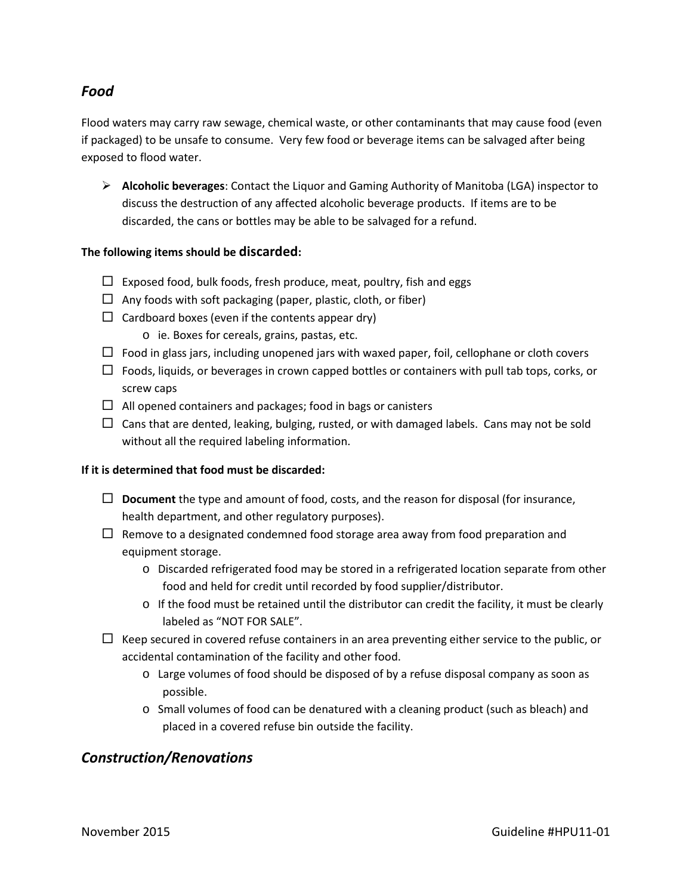## *Food*

Flood waters may carry raw sewage, chemical waste, or other contaminants that may cause food (even if packaged) to be unsafe to consume. Very few food or beverage items can be salvaged after being exposed to flood water.

- **Alcoholic beverages**: Contact the Liquor and Gaming Authority of Manitoba (LGA) inspector to discuss the destruction of any affected alcoholic beverage products. If items are to be discarded, the cans or bottles may be able to be salvaged for a refund.

**The following items should be discarded:**

- ☐ Exposed food, bulk foods, fresh produce, meat, poultry, fish and eggs
- ☐ Any foods with soft packaging (paper, plastic, cloth, or fiber)
- ☐ Cardboard boxes (even if the contents appear dry)
  - ie. Boxes for cereals, grains, pastas, etc.
- ☐ Food in glass jars, including unopened jars with waxed paper, foil, cellophane or cloth covers
- ☐ Foods, liquids, or beverages in crown capped bottles or containers with pull tab tops, corks, or screw caps
- ☐ All opened containers and packages; food in bags or canisters
- ☐ Cans that are dented, leaking, bulging, rusted, or with damaged labels. Cans may not be sold without all the required labeling information.

**If it is determined that food must be discarded:**

- ☐ **Document** the type and amount of food, costs, and the reason for disposal (for insurance, health department, and other regulatory purposes).
- ☐ Remove to a designated condemned food storage area away from food preparation and equipment storage.
  - Discarded refrigerated food may be stored in a refrigerated location separate from other food and held for credit until recorded by food supplier/distributor.
  - If the food must be retained until the distributor can credit the facility, it must be clearly labeled as "NOT FOR SALE".
- ☐ Keep secured in covered refuse containers in an area preventing either service to the public, or accidental contamination of the facility and other food.
  - Large volumes of food should be disposed of by a refuse disposal company as soon as possible.
  - Small volumes of food can be denatured with a cleaning product (such as bleach) and placed in a covered refuse bin outside the facility.

## *Construction/Renovations*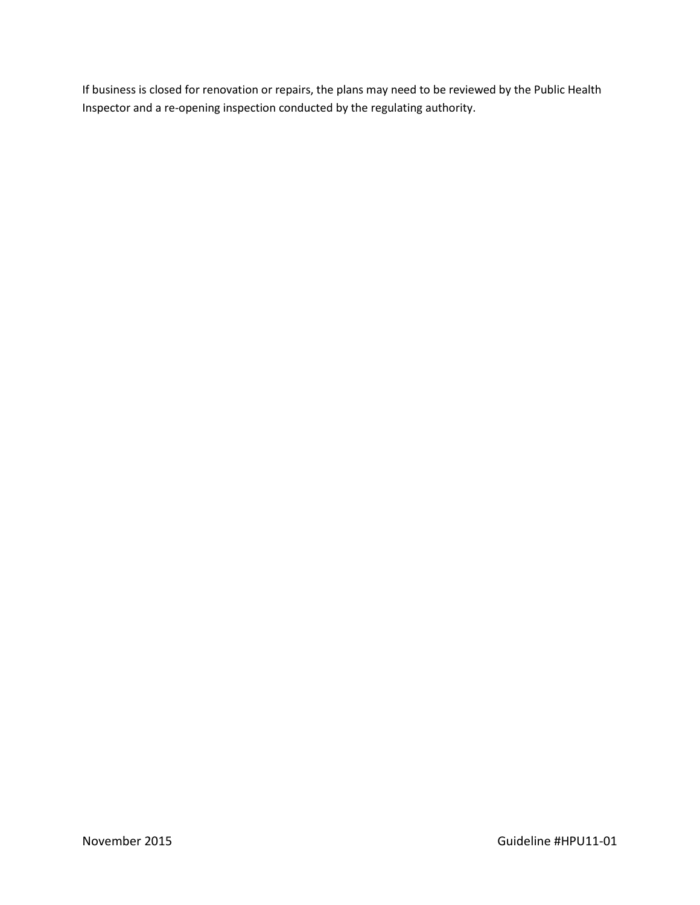If business is closed for renovation or repairs, the plans may need to be reviewed by the Public Health Inspector and a re-opening inspection conducted by the regulating authority.